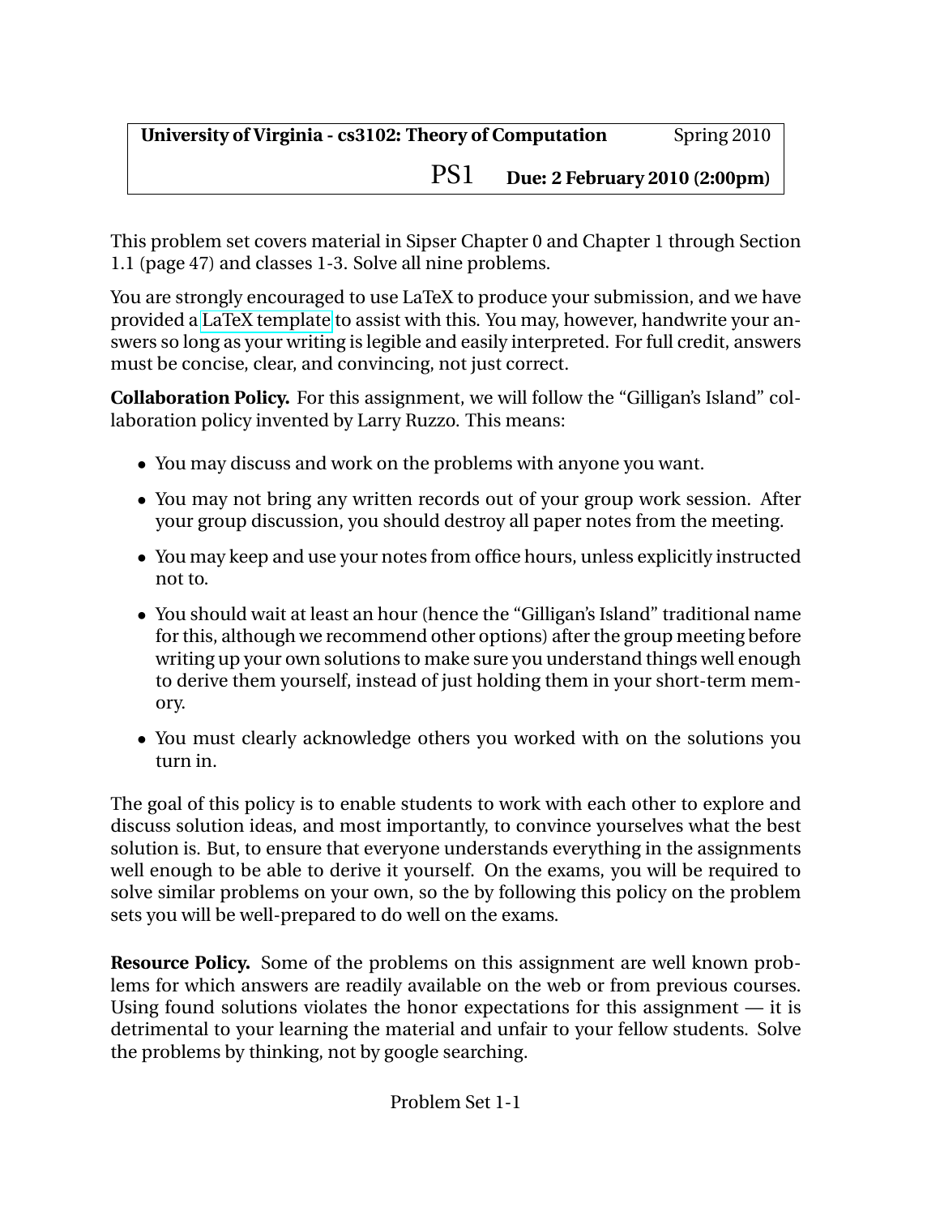**University of Virginia - cs3102: Theory of Computation** Spring 2010

PS1 **Due: 2 February 2010 (2:00pm)**

This problem set covers material in Sipser Chapter 0 and Chapter 1 through Section 1.1 (page 47) and classes 1-3. Solve all nine problems.

You are strongly encouraged to use LaTeX to produce your submission, and we have provided a LaTeX template to assist with this. You may, however, handwrite your answers so long as your writing is legible and easily interpreted. For full credit, answers must be concise, clear, and convincing, not just correct.

**Collaboration Policy.** For this assignment, we will follow the "Gilligan's Island" collaboration policy invented by Larry Ruzzo. This means:

- You may discuss and work on the problems with anyone you want.
- You may not bring any written records out of your group work session. After your group discussion, you should destroy all paper notes from the meeting.
- You may keep and use your notes from office hours, unless explicitly instructed not to.
- You should wait at least an hour (hence the "Gilligan's Island" traditional name for this, although we recommend other options) after the group meeting before writing up your own solutions to make sure you understand things well enough to derive them yourself, instead of just holding them in your short-term memory.
- You must clearly acknowledge others you worked with on the solutions you turn in.

The goal of this policy is to enable students to work with each other to explore and discuss solution ideas, and most importantly, to convince yourselves what the best solution is. But, to ensure that everyone understands everything in the assignments well enough to be able to derive it yourself. On the exams, you will be required to solve similar problems on your own, so the by following this policy on the problem sets you will be well-prepared to do well on the exams.

**Resource Policy.** Some of the problems on this assignment are well known problems for which answers are readily available on the web or from previous courses. Using found solutions violates the honor expectations for this assignment — it is detrimental to your learning the material and unfair to your fellow students. Solve the problems by thinking, not by google searching.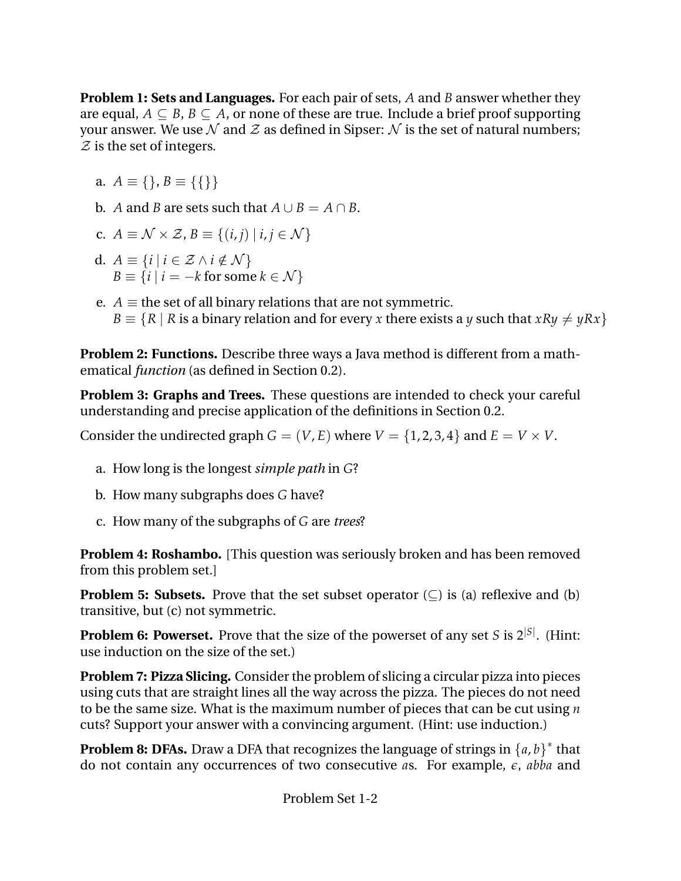**Problem 1: Sets and Languages.** For each pair of sets, $A$ and $B$ answer whether they are equal, $A \subseteq B$, $B \subseteq A$, or none of these are true. Include a brief proof supporting your answer. We use $\mathcal{N}$ and $\mathcal{Z}$ as defined in Sipser: $\mathcal{N}$ is the set of natural numbers; $\mathcal{Z}$ is the set of integers.

a. $A \equiv \{\}$, $B \equiv \{\{\}\}$

b. $A$ and $B$ are sets such that $A \cup B = A \cap B$.

c. $A \equiv \mathcal{N} \times \mathcal{Z}$, $B \equiv \{(i, j) \mid i, j \in \mathcal{N}\}$

d. $A \equiv \{i \mid i \in \mathcal{Z} \wedge i \notin \mathcal{N}\}$
$B \equiv \{i \mid i = -k \text{ for some } k \in \mathcal{N}\}$

e. $A \equiv$ the set of all binary relations that are not symmetric.
$B \equiv \{R \mid R \text{ is a binary relation and for every } x \text{ there exists a } y \text{ such that } xRy \neq yRx\}$

**Problem 2: Functions.** Describe three ways a Java method is different from a mathematical *function* (as defined in Section 0.2).

**Problem 3: Graphs and Trees.** These questions are intended to check your careful understanding and precise application of the definitions in Section 0.2.

Consider the undirected graph $G = (V, E)$ where $V = \{1, 2, 3, 4\}$ and $E = V \times V$.

a. How long is the longest *simple path* in $G$?

b. How many subgraphs does $G$ have?

c. How many of the subgraphs of $G$ are *trees*?

**Problem 4: Roshambo.** [This question was seriously broken and has been removed from this problem set.]

**Problem 5: Subsets.** Prove that the set subset operator ($\subseteq$) is (a) reflexive and (b) transitive, but (c) not symmetric.

**Problem 6: Powerset.** Prove that the size of the powerset of any set $S$ is $2^{|S|}$. (Hint: use induction on the size of the set.)

**Problem 7: Pizza Slicing.** Consider the problem of slicing a circular pizza into pieces using cuts that are straight lines all the way across the pizza. The pieces do not need to be the same size. What is the maximum number of pieces that can be cut using $n$ cuts? Support your answer with a convincing argument. (Hint: use induction.)

**Problem 8: DFAs.** Draw a DFA that recognizes the language of strings in $\{a, b\}^*$ that do not contain any occurrences of two consecutive $a$s. For example, $\epsilon$, $abba$ and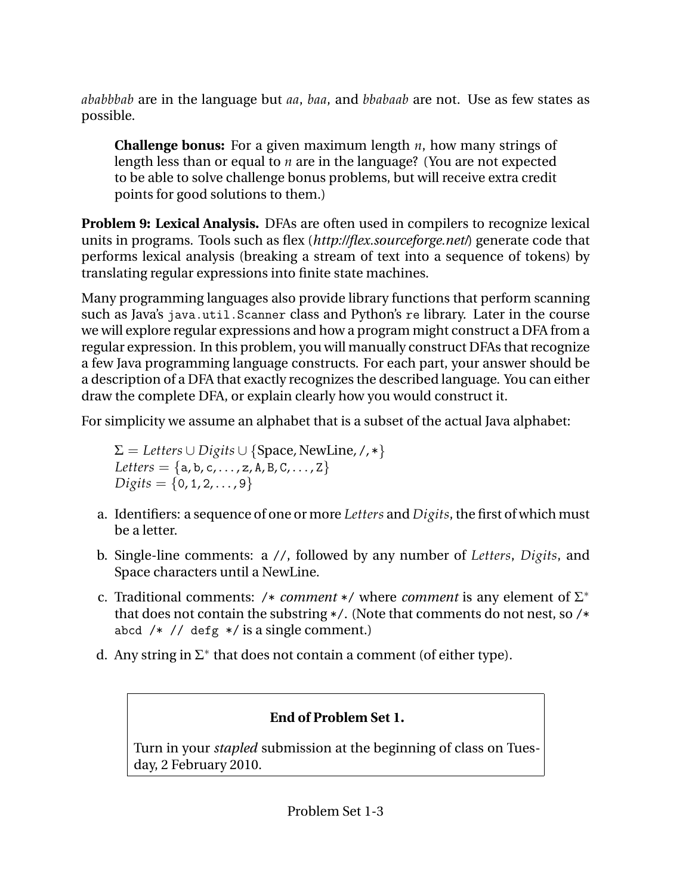*ababbbab* are in the language but *aa*, *baa*, and *bbabaab* are not. Use as few states as possible.

> **Challenge bonus:** For a given maximum length $n$, how many strings of length less than or equal to $n$ are in the language? (You are not expected to be able to solve challenge bonus problems, but will receive extra credit points for good solutions to them.)

**Problem 9: Lexical Analysis.** DFAs are often used in compilers to recognize lexical units in programs. Tools such as flex (*http://flex.sourceforge.net/*) generate code that performs lexical analysis (breaking a stream of text into a sequence of tokens) by translating regular expressions into finite state machines.

Many programming languages also provide library functions that perform scanning such as Java's `java.util.Scanner` class and Python's `re` library. Later in the course we will explore regular expressions and how a program might construct a DFA from a regular expression. In this problem, you will manually construct DFAs that recognize a few Java programming language constructs. For each part, your answer should be a description of a DFA that exactly recognizes the described language. You can either draw the complete DFA, or explain clearly how you would construct it.

For simplicity we assume an alphabet that is a subset of the actual Java alphabet:

$\Sigma = Letters \cup Digits \cup \{\text{Space}, \text{NewLine}, /, *\}$
$Letters = \{\texttt{a}, \texttt{b}, \texttt{c}, \ldots, \texttt{z}, \texttt{A}, \texttt{B}, \texttt{C}, \ldots, \texttt{Z}\}$
$Digits = \{\texttt{0}, \texttt{1}, \texttt{2}, \ldots, \texttt{9}\}$

a. Identifiers: a sequence of one or more *Letters* and *Digits*, the first of which must be a letter.

b. Single-line comments: a `//`, followed by any number of *Letters*, *Digits*, and Space characters until a NewLine.

c. Traditional comments: `/*` *comment* `*/` where *comment* is any element of $\Sigma^*$ that does not contain the substring `*/`. (Note that comments do not nest, so `/* abcd /* // defg */` is a single comment.)

d. Any string in $\Sigma^*$ that does not contain a comment (of either type).

> **End of Problem Set 1.**
>
> Turn in your *stapled* submission at the beginning of class on Tuesday, 2 February 2010.